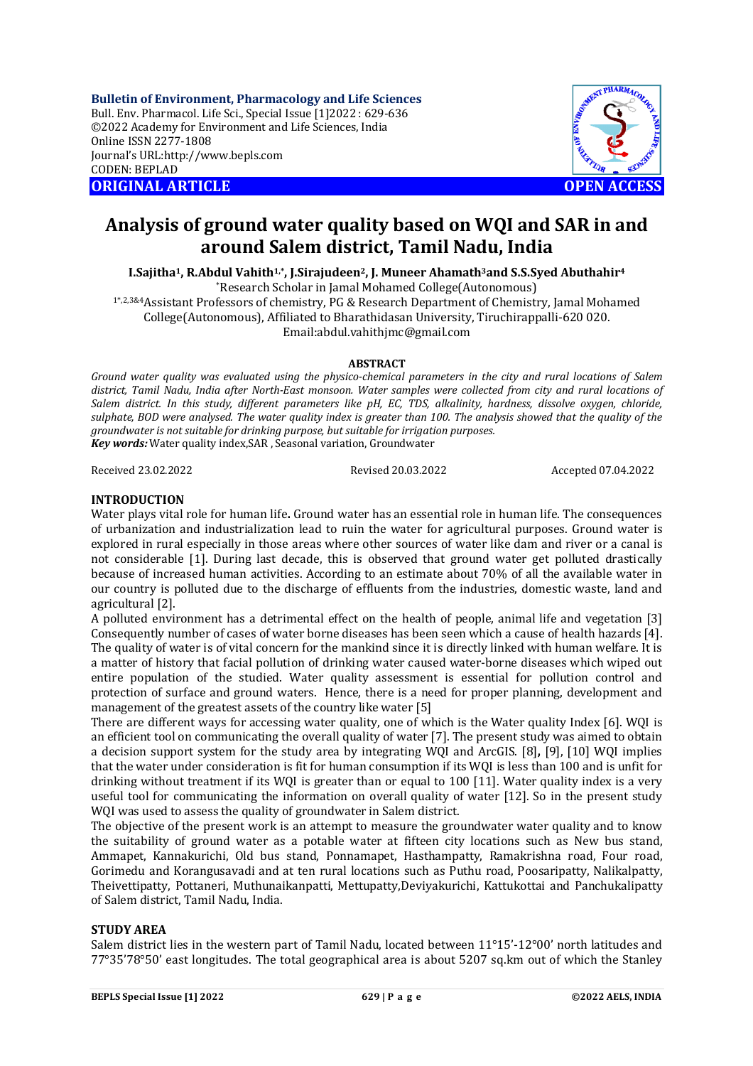Bulletin of Environment, Pharmacology and Life Sciences
Bull. Env. Pharmacol. Life Sci., Special Issue [1]2022 : 629-636
©2022 Academy for Environment and Life Sciences, India
Online ISSN 2277-1808
Journal's URL:http://www.bepls.com
CODEN: BEPLAD

**ORIGINAL ARTICLE** **OPEN ACCESS**

# Analysis of ground water quality based on WQI and SAR in and around Salem district, Tamil Nadu, India

**I.Sajitha[1], R.Abdul Vahith[1,*], J.Sirajudeen[2], J. Muneer Ahamath[3] and S.S.Syed Abuthahir[4]**

[*]Research Scholar in Jamal Mohamed College(Autonomous)

[1*,2,3&4]Assistant Professors of chemistry, PG & Research Department of Chemistry, Jamal Mohamed College(Autonomous), Affiliated to Bharathidasan University, Tiruchirappalli-620 020.

Email:abdul.vahithjmc@gmail.com

## ABSTRACT

*Ground water quality was evaluated using the physico-chemical parameters in the city and rural locations of Salem district, Tamil Nadu, India after North-East monsoon. Water samples were collected from city and rural locations of Salem district. In this study, different parameters like pH, EC, TDS, alkalinity, hardness, dissolve oxygen, chloride, sulphate, BOD were analysed. The water quality index is greater than 100. The analysis showed that the quality of the groundwater is not suitable for drinking purpose, but suitable for irrigation purposes.*

***Key words:*** Water quality index,SAR , Seasonal variation, Groundwater

Received 23.02.2022 Revised 20.03.2022 Accepted 07.04.2022

## INTRODUCTION

Water plays vital role for human life**.** Ground water has an essential role in human life. The consequences of urbanization and industrialization lead to ruin the water for agricultural purposes. Ground water is explored in rural especially in those areas where other sources of water like dam and river or a canal is not considerable [1]. During last decade, this is observed that ground water get polluted drastically because of increased human activities. According to an estimate about 70% of all the available water in our country is polluted due to the discharge of effluents from the industries, domestic waste, land and agricultural [2].

A polluted environment has a detrimental effect on the health of people, animal life and vegetation [3] Consequently number of cases of water borne diseases has been seen which a cause of health hazards [4]. The quality of water is of vital concern for the mankind since it is directly linked with human welfare. It is a matter of history that facial pollution of drinking water caused water-borne diseases which wiped out entire population of the studied. Water quality assessment is essential for pollution control and protection of surface and ground waters. Hence, there is a need for proper planning, development and management of the greatest assets of the country like water [5]

There are different ways for accessing water quality, one of which is the Water quality Index [6]. WQI is an efficient tool on communicating the overall quality of water [7]. The present study was aimed to obtain a decision support system for the study area by integrating WQI and ArcGIS. [8]**,** [9], [10] WQI implies that the water under consideration is fit for human consumption if its WQI is less than 100 and is unfit for drinking without treatment if its WQI is greater than or equal to 100 [11]. Water quality index is a very useful tool for communicating the information on overall quality of water [12]. So in the present study WQI was used to assess the quality of groundwater in Salem district.

The objective of the present work is an attempt to measure the groundwater water quality and to know the suitability of ground water as a potable water at fifteen city locations such as New bus stand, Ammapet, Kannakurichi, Old bus stand, Ponnamapet, Hasthampatty, Ramakrishna road, Four road, Gorimedu and Korangusavadi and at ten rural locations such as Puthu road, Poosaripatty, Nalikalpatty, Theivettipatty, Pottaneri, Muthunaikanpatti, Mettupatty,Deviyakurichi, Kattukottai and Panchukalipatty of Salem district, Tamil Nadu, India.

## STUDY AREA

Salem district lies in the western part of Tamil Nadu, located between 11°15'-12°00' north latitudes and 77°35'78°50' east longitudes. The total geographical area is about 5207 sq.km out of which the Stanley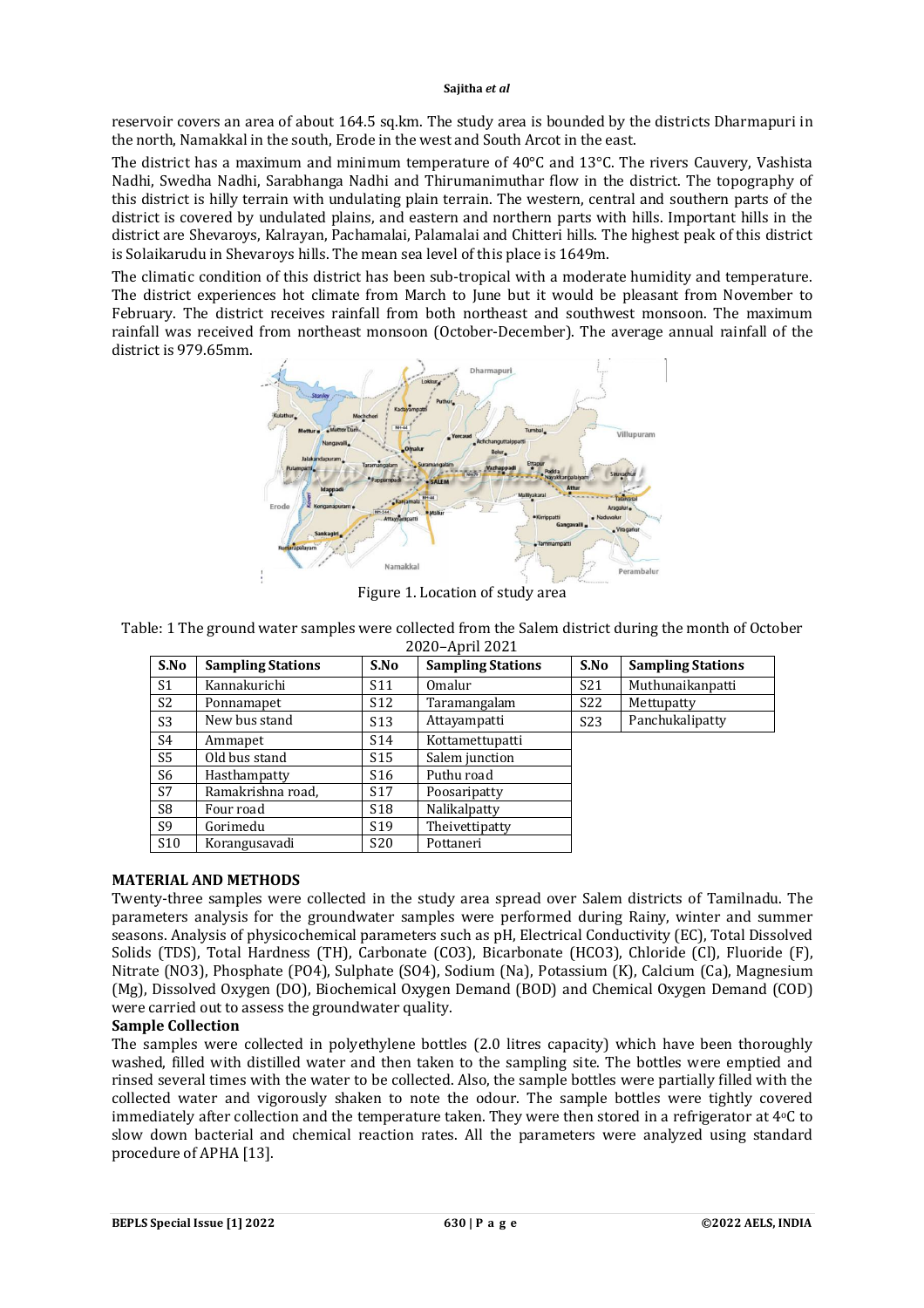reservoir covers an area of about 164.5 sq.km. The study area is bounded by the districts Dharmapuri in the north, Namakkal in the south, Erode in the west and South Arcot in the east.

The district has a maximum and minimum temperature of 40°C and 13°C. The rivers Cauvery, Vashista Nadhi, Swedha Nadhi, Sarabhanga Nadhi and Thirumanimuthar flow in the district. The topography of this district is hilly terrain with undulating plain terrain. The western, central and southern parts of the district is covered by undulated plains, and eastern and northern parts with hills. Important hills in the district are Shevaroys, Kalrayan, Pachamalai, Palamalai and Chitteri hills. The highest peak of this district is Solaikarudu in Shevaroys hills. The mean sea level of this place is 1649m.

The climatic condition of this district has been sub-tropical with a moderate humidity and temperature. The district experiences hot climate from March to June but it would be pleasant from November to February. The district receives rainfall from both northeast and southwest monsoon. The maximum rainfall was received from northeast monsoon (October-December). The average annual rainfall of the district is 979.65mm.

Figure 1. Location of study area

Table: 1 The ground water samples were collected from the Salem district during the month of October 2020–April 2021

| S.No | Sampling Stations | S.No | Sampling Stations | S.No | Sampling Stations |
|---|---|---|---|---|---|
| S1 | Kannakurichi | S11 | Omalur | S21 | Muthunaikanpatti |
| S2 | Ponnamapet | S12 | Taramangalam | S22 | Mettupatty |
| S3 | New bus stand | S13 | Attayampatti | S23 | Panchukalipatty |
| S4 | Ammapet | S14 | Kottamettupatti | | |
| S5 | Old bus stand | S15 | Salem junction | | |
| S6 | Hasthampatty | S16 | Puthu road | | |
| S7 | Ramakrishna road, | S17 | Poosaripatty | | |
| S8 | Four road | S18 | Nalikalpatty | | |
| S9 | Gorimedu | S19 | Theivettipatty | | |
| S10 | Korangusavadi | S20 | Pottaneri | | |

## MATERIAL AND METHODS

Twenty-three samples were collected in the study area spread over Salem districts of Tamilnadu. The parameters analysis for the groundwater samples were performed during Rainy, winter and summer seasons. Analysis of physicochemical parameters such as pH, Electrical Conductivity (EC), Total Dissolved Solids (TDS), Total Hardness (TH), Carbonate (CO3), Bicarbonate (HCO3), Chloride (Cl), Fluoride (F), Nitrate (NO3), Phosphate (PO4), Sulphate (SO4), Sodium (Na), Potassium (K), Calcium (Ca), Magnesium (Mg), Dissolved Oxygen (DO), Biochemical Oxygen Demand (BOD) and Chemical Oxygen Demand (COD) were carried out to assess the groundwater quality.

### Sample Collection

The samples were collected in polyethylene bottles (2.0 litres capacity) which have been thoroughly washed, filled with distilled water and then taken to the sampling site. The bottles were emptied and rinsed several times with the water to be collected. Also, the sample bottles were partially filled with the collected water and vigorously shaken to note the odour. The sample bottles were tightly covered immediately after collection and the temperature taken. They were then stored in a refrigerator at 4°C to slow down bacterial and chemical reaction rates. All the parameters were analyzed using standard procedure of APHA [13].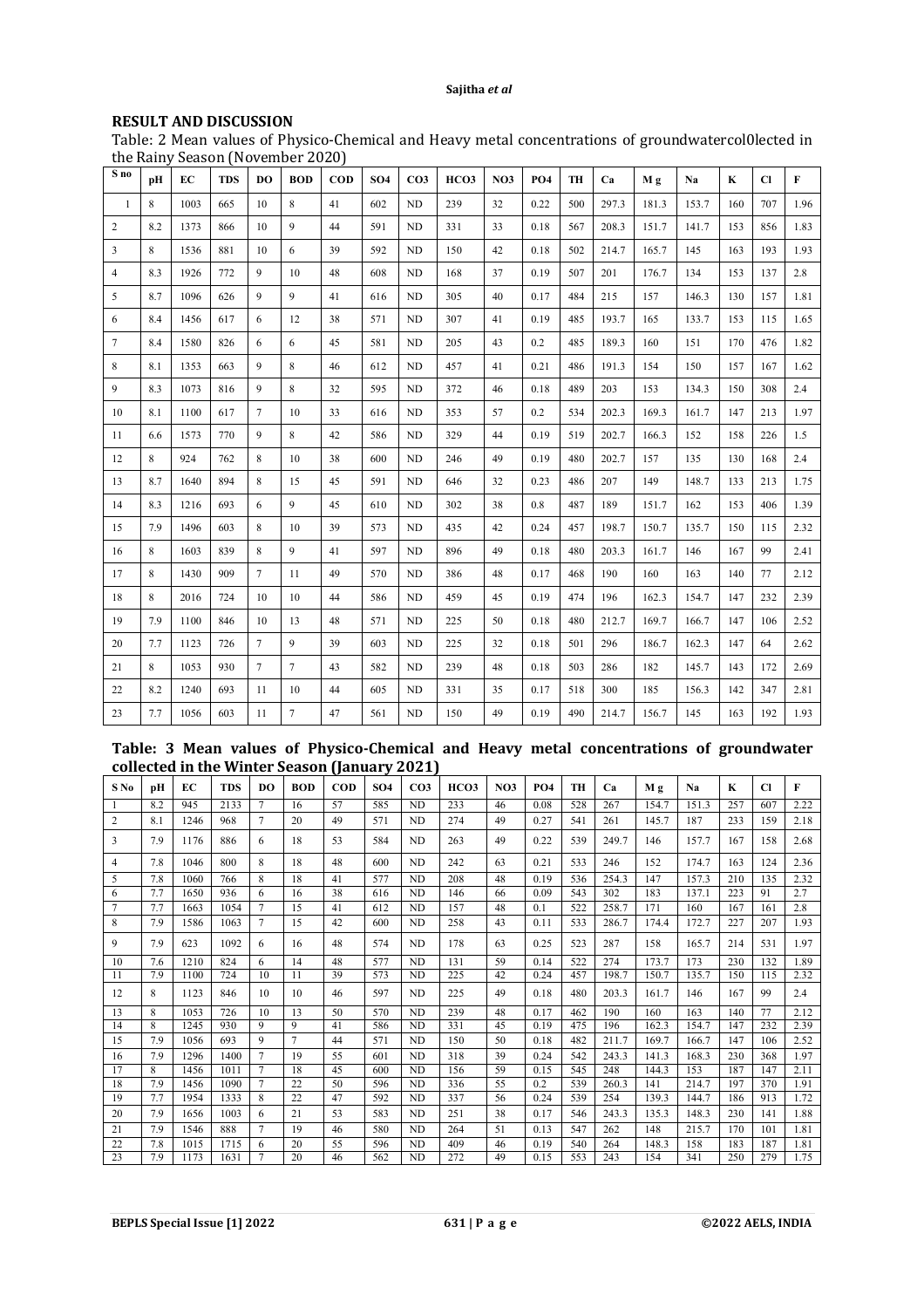## RESULT AND DISCUSSION

Table: 2 Mean values of Physico-Chemical and Heavy metal concentrations of groundwatercol0lected in the Rainy Season (November 2020)

| S no | pH | EC | TDS | DO | BOD | COD | SO4 | CO3 | HCO3 | NO3 | PO4 | TH | Ca | M g | Na | K | Cl | F |
|---|---|---|---|---|---|---|---|---|---|---|---|---|---|---|---|---|---|---|
| 1 | 8 | 1003 | 665 | 10 | 8 | 41 | 602 | ND | 239 | 32 | 0.22 | 500 | 297.3 | 181.3 | 153.7 | 160 | 707 | 1.96 |
| 2 | 8.2 | 1373 | 866 | 10 | 9 | 44 | 591 | ND | 331 | 33 | 0.18 | 567 | 208.3 | 151.7 | 141.7 | 153 | 856 | 1.83 |
| 3 | 8 | 1536 | 881 | 10 | 6 | 39 | 592 | ND | 150 | 42 | 0.18 | 502 | 214.7 | 165.7 | 145 | 163 | 193 | 1.93 |
| 4 | 8.3 | 1926 | 772 | 9 | 10 | 48 | 608 | ND | 168 | 37 | 0.19 | 507 | 201 | 176.7 | 134 | 153 | 137 | 2.8 |
| 5 | 8.7 | 1096 | 626 | 9 | 9 | 41 | 616 | ND | 305 | 40 | 0.17 | 484 | 215 | 157 | 146.3 | 130 | 157 | 1.81 |
| 6 | 8.4 | 1456 | 617 | 6 | 12 | 38 | 571 | ND | 307 | 41 | 0.19 | 485 | 193.7 | 165 | 133.7 | 153 | 115 | 1.65 |
| 7 | 8.4 | 1580 | 826 | 6 | 6 | 45 | 581 | ND | 205 | 43 | 0.2 | 485 | 189.3 | 160 | 151 | 170 | 476 | 1.82 |
| 8 | 8.1 | 1353 | 663 | 9 | 8 | 46 | 612 | ND | 457 | 41 | 0.21 | 486 | 191.3 | 154 | 150 | 157 | 167 | 1.62 |
| 9 | 8.3 | 1073 | 816 | 9 | 8 | 32 | 595 | ND | 372 | 46 | 0.18 | 489 | 203 | 153 | 134.3 | 150 | 308 | 2.4 |
| 10 | 8.1 | 1100 | 617 | 7 | 10 | 33 | 616 | ND | 353 | 57 | 0.2 | 534 | 202.3 | 169.3 | 161.7 | 147 | 213 | 1.97 |
| 11 | 6.6 | 1573 | 770 | 9 | 8 | 42 | 586 | ND | 329 | 44 | 0.19 | 519 | 202.7 | 166.3 | 152 | 158 | 226 | 1.5 |
| 12 | 8 | 924 | 762 | 8 | 10 | 38 | 600 | ND | 246 | 49 | 0.19 | 480 | 202.7 | 157 | 135 | 130 | 168 | 2.4 |
| 13 | 8.7 | 1640 | 894 | 8 | 15 | 45 | 591 | ND | 646 | 32 | 0.23 | 486 | 207 | 149 | 148.7 | 133 | 213 | 1.75 |
| 14 | 8.3 | 1216 | 693 | 6 | 9 | 45 | 610 | ND | 302 | 38 | 0.8 | 487 | 189 | 151.7 | 162 | 153 | 406 | 1.39 |
| 15 | 7.9 | 1496 | 603 | 8 | 10 | 39 | 573 | ND | 435 | 42 | 0.24 | 457 | 198.7 | 150.7 | 135.7 | 150 | 115 | 2.32 |
| 16 | 8 | 1603 | 839 | 8 | 9 | 41 | 597 | ND | 896 | 49 | 0.18 | 480 | 203.3 | 161.7 | 146 | 167 | 99 | 2.41 |
| 17 | 8 | 1430 | 909 | 7 | 11 | 49 | 570 | ND | 386 | 48 | 0.17 | 468 | 190 | 160 | 163 | 140 | 77 | 2.12 |
| 18 | 8 | 2016 | 724 | 10 | 10 | 44 | 586 | ND | 459 | 45 | 0.19 | 474 | 196 | 162.3 | 154.7 | 147 | 232 | 2.39 |
| 19 | 7.9 | 1100 | 846 | 10 | 13 | 48 | 571 | ND | 225 | 50 | 0.18 | 480 | 212.7 | 169.7 | 166.7 | 147 | 106 | 2.52 |
| 20 | 7.7 | 1123 | 726 | 7 | 9 | 39 | 603 | ND | 225 | 32 | 0.18 | 501 | 296 | 186.7 | 162.3 | 147 | 64 | 2.62 |
| 21 | 8 | 1053 | 930 | 7 | 7 | 43 | 582 | ND | 239 | 48 | 0.18 | 503 | 286 | 182 | 145.7 | 143 | 172 | 2.69 |
| 22 | 8.2 | 1240 | 693 | 11 | 10 | 44 | 605 | ND | 331 | 35 | 0.17 | 518 | 300 | 185 | 156.3 | 142 | 347 | 2.81 |
| 23 | 7.7 | 1056 | 603 | 11 | 7 | 47 | 561 | ND | 150 | 49 | 0.19 | 490 | 214.7 | 156.7 | 145 | 163 | 192 | 1.93 |

**Table: 3 Mean values of Physico-Chemical and Heavy metal concentrations of groundwater collected in the Winter Season (January 2021)**

| S No | pH | EC | TDS | DO | BOD | COD | SO4 | CO3 | HCO3 | NO3 | PO4 | TH | Ca | M g | Na | K | Cl | F |
|---|---|---|---|---|---|---|---|---|---|---|---|---|---|---|---|---|---|---|
| 1 | 8.2 | 945 | 2133 | 7 | 16 | 57 | 585 | ND | 233 | 46 | 0.08 | 528 | 267 | 154.7 | 151.3 | 257 | 607 | 2.22 |
| 2 | 8.1 | 1246 | 968 | 7 | 20 | 49 | 571 | ND | 274 | 49 | 0.27 | 541 | 261 | 145.7 | 187 | 233 | 159 | 2.18 |
| 3 | 7.9 | 1176 | 886 | 6 | 18 | 53 | 584 | ND | 263 | 49 | 0.22 | 539 | 249.7 | 146 | 157.7 | 167 | 158 | 2.68 |
| 4 | 7.8 | 1046 | 800 | 8 | 18 | 48 | 600 | ND | 242 | 63 | 0.21 | 533 | 246 | 152 | 174.7 | 163 | 124 | 2.36 |
| 5 | 7.8 | 1060 | 766 | 8 | 18 | 41 | 577 | ND | 208 | 48 | 0.19 | 536 | 254.3 | 147 | 157.3 | 210 | 135 | 2.32 |
| 6 | 7.7 | 1650 | 936 | 6 | 16 | 38 | 616 | ND | 146 | 66 | 0.09 | 543 | 302 | 183 | 137.1 | 223 | 91 | 2.7 |
| 7 | 7.7 | 1663 | 1054 | 7 | 15 | 41 | 612 | ND | 157 | 48 | 0.1 | 522 | 258.7 | 171 | 160 | 167 | 161 | 2.8 |
| 8 | 7.9 | 1586 | 1063 | 7 | 15 | 42 | 600 | ND | 258 | 43 | 0.11 | 533 | 286.7 | 174.4 | 172.7 | 227 | 207 | 1.93 |
| 9 | 7.9 | 623 | 1092 | 6 | 16 | 48 | 574 | ND | 178 | 63 | 0.25 | 523 | 287 | 158 | 165.7 | 214 | 531 | 1.97 |
| 10 | 7.6 | 1210 | 824 | 6 | 14 | 48 | 577 | ND | 131 | 59 | 0.14 | 522 | 274 | 173.7 | 173 | 230 | 132 | 1.89 |
| 11 | 7.9 | 1100 | 724 | 10 | 11 | 39 | 573 | ND | 225 | 42 | 0.24 | 457 | 198.7 | 150.7 | 135.7 | 150 | 115 | 2.32 |
| 12 | 8 | 1123 | 846 | 10 | 10 | 46 | 597 | ND | 225 | 49 | 0.18 | 480 | 203.3 | 161.7 | 146 | 167 | 99 | 2.4 |
| 13 | 8 | 1053 | 726 | 10 | 13 | 50 | 570 | ND | 239 | 48 | 0.17 | 462 | 190 | 160 | 163 | 140 | 77 | 2.12 |
| 14 | 8 | 1245 | 930 | 9 | 9 | 41 | 586 | ND | 331 | 45 | 0.19 | 475 | 196 | 162.3 | 154.7 | 147 | 232 | 2.39 |
| 15 | 7.9 | 1056 | 693 | 9 | 7 | 44 | 571 | ND | 150 | 50 | 0.18 | 482 | 211.7 | 169.7 | 166.7 | 147 | 106 | 2.52 |
| 16 | 7.9 | 1296 | 1400 | 7 | 19 | 55 | 601 | ND | 318 | 39 | 0.24 | 542 | 243.3 | 141.3 | 168.3 | 230 | 368 | 1.97 |
| 17 | 8 | 1456 | 1011 | 7 | 18 | 45 | 600 | ND | 156 | 59 | 0.15 | 545 | 248 | 144.3 | 153 | 187 | 147 | 2.11 |
| 18 | 7.9 | 1456 | 1090 | 7 | 22 | 50 | 596 | ND | 336 | 55 | 0.2 | 539 | 260.3 | 141 | 214.7 | 197 | 370 | 1.91 |
| 19 | 7.7 | 1954 | 1333 | 8 | 22 | 47 | 592 | ND | 337 | 56 | 0.24 | 539 | 254 | 139.3 | 144.7 | 186 | 913 | 1.72 |
| 20 | 7.9 | 1656 | 1003 | 6 | 21 | 53 | 583 | ND | 251 | 38 | 0.17 | 546 | 243.3 | 135.3 | 148.3 | 230 | 141 | 1.88 |
| 21 | 7.9 | 1546 | 888 | 7 | 19 | 46 | 580 | ND | 264 | 51 | 0.13 | 547 | 262 | 148 | 215.7 | 170 | 101 | 1.81 |
| 22 | 7.8 | 1015 | 1715 | 6 | 20 | 55 | 596 | ND | 409 | 46 | 0.19 | 540 | 264 | 148.3 | 158 | 183 | 187 | 1.81 |
| 23 | 7.9 | 1173 | 1631 | 7 | 20 | 46 | 562 | ND | 272 | 49 | 0.15 | 553 | 243 | 154 | 341 | 250 | 279 | 1.75 |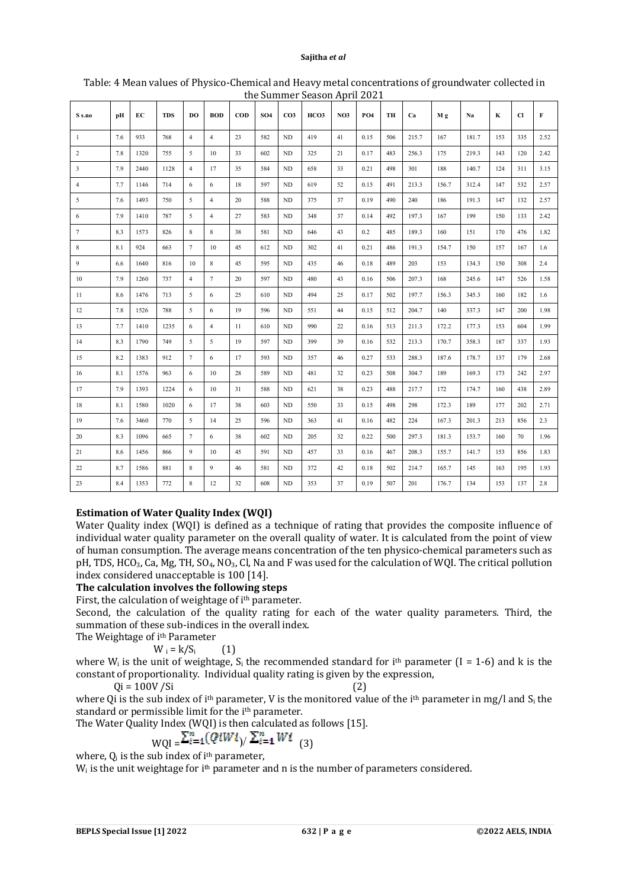Table: 4 Mean values of Physico-Chemical and Heavy metal concentrations of groundwater collected in the Summer Season April 2021

| S s.no | pH | EC | TDS | DO | BOD | COD | SO4 | CO3 | HCO3 | NO3 | PO4 | TH | Ca | M g | Na | K | Cl | F |
|---|---|---|---|---|---|---|---|---|---|---|---|---|---|---|---|---|---|---|
| 1 | 7.6 | 933 | 768 | 4 | 4 | 23 | 582 | ND | 419 | 41 | 0.15 | 506 | 215.7 | 167 | 181.7 | 153 | 335 | 2.52 |
| 2 | 7.8 | 1320 | 755 | 5 | 10 | 33 | 602 | ND | 325 | 21 | 0.17 | 483 | 256.3 | 175 | 219.3 | 143 | 120 | 2.42 |
| 3 | 7.9 | 2440 | 1128 | 4 | 17 | 35 | 584 | ND | 658 | 33 | 0.21 | 498 | 301 | 188 | 140.7 | 124 | 311 | 3.15 |
| 4 | 7.7 | 1146 | 714 | 6 | 6 | 18 | 597 | ND | 619 | 52 | 0.15 | 491 | 213.3 | 156.7 | 312.4 | 147 | 532 | 2.57 |
| 5 | 7.6 | 1493 | 750 | 5 | 4 | 20 | 588 | ND | 375 | 37 | 0.19 | 490 | 240 | 186 | 191.3 | 147 | 132 | 2.57 |
| 6 | 7.9 | 1410 | 787 | 5 | 4 | 27 | 583 | ND | 348 | 37 | 0.14 | 492 | 197.3 | 167 | 199 | 150 | 133 | 2.42 |
| 7 | 8.3 | 1573 | 826 | 8 | 8 | 38 | 581 | ND | 646 | 43 | 0.2 | 485 | 189.3 | 160 | 151 | 170 | 476 | 1.82 |
| 8 | 8.1 | 924 | 663 | 7 | 10 | 45 | 612 | ND | 302 | 41 | 0.21 | 486 | 191.3 | 154.7 | 150 | 157 | 167 | 1.6 |
| 9 | 6.6 | 1640 | 816 | 10 | 8 | 45 | 595 | ND | 435 | 46 | 0.18 | 489 | 203 | 153 | 134.3 | 150 | 308 | 2.4 |
| 10 | 7.9 | 1260 | 737 | 4 | 7 | 20 | 597 | ND | 480 | 43 | 0.16 | 506 | 207.3 | 168 | 245.6 | 147 | 526 | 1.58 |
| 11 | 8.6 | 1476 | 713 | 5 | 6 | 25 | 610 | ND | 494 | 25 | 0.17 | 502 | 197.7 | 156.3 | 345.3 | 160 | 182 | 1.6 |
| 12 | 7.8 | 1526 | 788 | 5 | 6 | 19 | 596 | ND | 551 | 44 | 0.15 | 512 | 204.7 | 140 | 337.3 | 147 | 200 | 1.98 |
| 13 | 7.7 | 1410 | 1235 | 6 | 4 | 11 | 610 | ND | 990 | 22 | 0.16 | 513 | 211.3 | 172.2 | 177.3 | 153 | 604 | 1.99 |
| 14 | 8.3 | 1790 | 749 | 5 | 5 | 19 | 597 | ND | 399 | 39 | 0.16 | 532 | 213.3 | 170.7 | 358.3 | 187 | 337 | 1.93 |
| 15 | 8.2 | 1383 | 912 | 7 | 6 | 17 | 593 | ND | 357 | 46 | 0.27 | 533 | 288.3 | 187.6 | 178.7 | 137 | 179 | 2.68 |
| 16 | 8.1 | 1576 | 963 | 6 | 10 | 28 | 589 | ND | 481 | 32 | 0.23 | 508 | 304.7 | 189 | 169.3 | 173 | 242 | 2.97 |
| 17 | 7.9 | 1393 | 1224 | 6 | 10 | 31 | 588 | ND | 621 | 38 | 0.23 | 488 | 217.7 | 172 | 174.7 | 160 | 438 | 2.89 |
| 18 | 8.1 | 1580 | 1020 | 6 | 17 | 38 | 603 | ND | 550 | 33 | 0.15 | 498 | 298 | 172.3 | 189 | 177 | 202 | 2.71 |
| 19 | 7.6 | 3460 | 770 | 5 | 14 | 25 | 596 | ND | 363 | 41 | 0.16 | 482 | 224 | 167.3 | 201.3 | 213 | 856 | 2.3 |
| 20 | 8.3 | 1096 | 665 | 7 | 6 | 38 | 602 | ND | 205 | 32 | 0.22 | 500 | 297.3 | 181.3 | 153.7 | 160 | 70 | 1.96 |
| 21 | 8.6 | 1456 | 866 | 9 | 10 | 45 | 591 | ND | 457 | 33 | 0.16 | 467 | 208.3 | 155.7 | 141.7 | 153 | 856 | 1.83 |
| 22 | 8.7 | 1586 | 881 | 8 | 9 | 46 | 581 | ND | 372 | 42 | 0.18 | 502 | 214.7 | 165.7 | 145 | 163 | 195 | 1.93 |
| 23 | 8.4 | 1353 | 772 | 8 | 12 | 32 | 608 | ND | 353 | 37 | 0.19 | 507 | 201 | 176.7 | 134 | 153 | 137 | 2.8 |

**Estimation of Water Quality Index (WQI)**

Water Quality index (WQI) is defined as a technique of rating that provides the composite influence of individual water quality parameter on the overall quality of water. It is calculated from the point of view of human consumption. The average means concentration of the ten physico-chemical parameters such as pH, TDS, $HCO_3$, Ca, Mg, TH, $SO_4$, $NO_3$, Cl, Na and F was used for the calculation of WQI. The critical pollution index considered unacceptable is 100 [14].

**The calculation involves the following steps**

First, the calculation of weightage of $i^{th}$ parameter.

Second, the calculation of the quality rating for each of the water quality parameters. Third, the summation of these sub-indices in the overall index.

The Weightage of $i^{th}$ Parameter

$$W_i = k/S_i \quad (1)$$

where $W_i$ is the unit of weightage, $S_i$ the recommended standard for $i^{th}$ parameter (I = 1-6) and k is the constant of proportionality. Individual quality rating is given by the expression,

$$Q_i = 100V/S_i \quad (2)$$

where Qi is the sub index of $i^{th}$ parameter, V is the monitored value of the $i^{th}$ parameter in mg/l and $S_i$ the standard or permissible limit for the $i^{th}$ parameter.

The Water Quality Index (WQI) is then calculated as follows [15].

$$WQI = \sum_{i=1}^{n}(Q_i W_i) / \sum_{i=1}^{n} W_i \quad (3)$$

where, $Q_i$ is the sub index of $i^{th}$ parameter,

$W_i$ is the unit weightage for $i^{th}$ parameter and n is the number of parameters considered.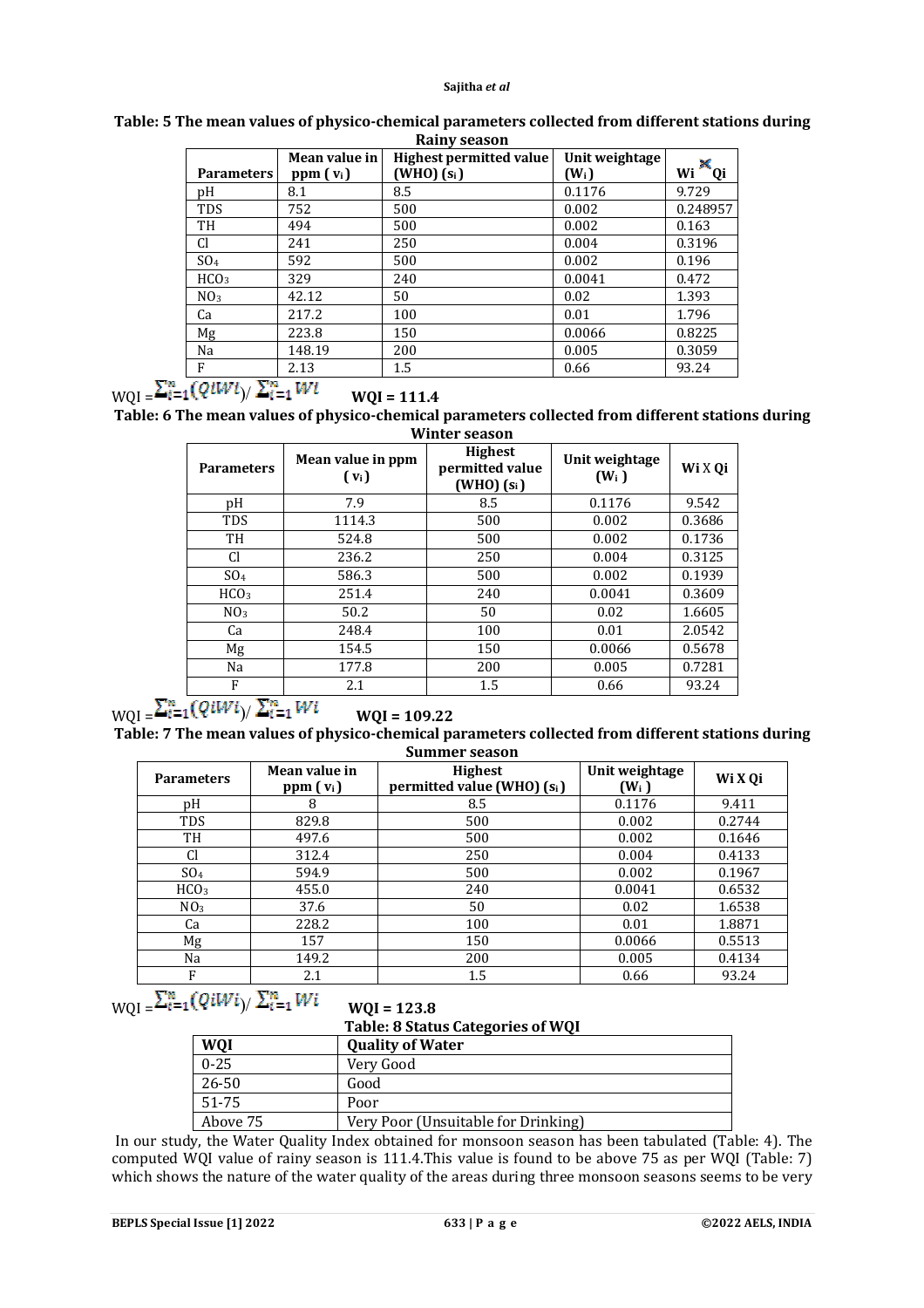**Table: 5 The mean values of physico-chemical parameters collected from different stations during Rainy season**

| Parameters | Mean value in ppm ( $v_i$ ) | Highest permitted value (WHO) ($s_i$) | Unit weightage ($W_i$) | Wi X Qi |
|---|---|---|---|---|
| pH | 8.1 | 8.5 | 0.1176 | 9.729 |
| TDS | 752 | 500 | 0.002 | 0.248957 |
| TH | 494 | 500 | 0.002 | 0.163 |
| Cl | 241 | 250 | 0.004 | 0.3196 |
| $SO_4$ | 592 | 500 | 0.002 | 0.196 |
| $HCO_3$ | 329 | 240 | 0.0041 | 0.472 |
| $NO_3$ | 42.12 | 50 | 0.02 | 1.393 |
| Ca | 217.2 | 100 | 0.01 | 1.796 |
| Mg | 223.8 | 150 | 0.0066 | 0.8225 |
| Na | 148.19 | 200 | 0.005 | 0.3059 |
| F | 2.13 | 1.5 | 0.66 | 93.24 |

$$WQI = \sum_{i=1}^{n}(QiWi) / \sum_{i=1}^{n} Wi$$ **WQI = 111.4**

**Table: 6 The mean values of physico-chemical parameters collected from different stations during Winter season**

| Parameters | Mean value in ppm ( $v_i$ ) | Highest permitted value (WHO) ($s_i$) | Unit weightage ($W_i$ ) | Wi X Qi |
|---|---|---|---|---|
| pH | 7.9 | 8.5 | 0.1176 | 9.542 |
| TDS | 1114.3 | 500 | 0.002 | 0.3686 |
| TH | 524.8 | 500 | 0.002 | 0.1736 |
| Cl | 236.2 | 250 | 0.004 | 0.3125 |
| $SO_4$ | 586.3 | 500 | 0.002 | 0.1939 |
| $HCO_3$ | 251.4 | 240 | 0.0041 | 0.3609 |
| $NO_3$ | 50.2 | 50 | 0.02 | 1.6605 |
| Ca | 248.4 | 100 | 0.01 | 2.0542 |
| Mg | 154.5 | 150 | 0.0066 | 0.5678 |
| Na | 177.8 | 200 | 0.005 | 0.7281 |
| F | 2.1 | 1.5 | 0.66 | 93.24 |

$$WQI = \sum_{i=1}^{n}(QiWi) / \sum_{i=1}^{n} Wi$$ **WQI = 109.22**

**Table: 7 The mean values of physico-chemical parameters collected from different stations during Summer season**

| Parameters | Mean value in ppm ( $v_i$ ) | Highest permitted value (WHO) ($s_i$) | Unit weightage ($W_i$ ) | Wi X Qi |
|---|---|---|---|---|
| pH | 8 | 8.5 | 0.1176 | 9.411 |
| TDS | 829.8 | 500 | 0.002 | 0.2744 |
| TH | 497.6 | 500 | 0.002 | 0.1646 |
| Cl | 312.4 | 250 | 0.004 | 0.4133 |
| $SO_4$ | 594.9 | 500 | 0.002 | 0.1967 |
| $HCO_3$ | 455.0 | 240 | 0.0041 | 0.6532 |
| $NO_3$ | 37.6 | 50 | 0.02 | 1.6538 |
| Ca | 228.2 | 100 | 0.01 | 1.8871 |
| Mg | 157 | 150 | 0.0066 | 0.5513 |
| Na | 149.2 | 200 | 0.005 | 0.4134 |
| F | 2.1 | 1.5 | 0.66 | 93.24 |

$$WQI = \sum_{i=1}^{n}(QiWi) / \sum_{i=1}^{n} Wi$$ **WQI = 123.8**

**Table: 8 Status Categories of WQI**

| WQI | Quality of Water |
|---|---|
| 0-25 | Very Good |
| 26-50 | Good |
| 51-75 | Poor |
| Above 75 | Very Poor (Unsuitable for Drinking) |

In our study, the Water Quality Index obtained for monsoon season has been tabulated (Table: 4). The computed WQI value of rainy season is 111.4.This value is found to be above 75 as per WQI (Table: 7) which shows the nature of the water quality of the areas during three monsoon seasons seems to be very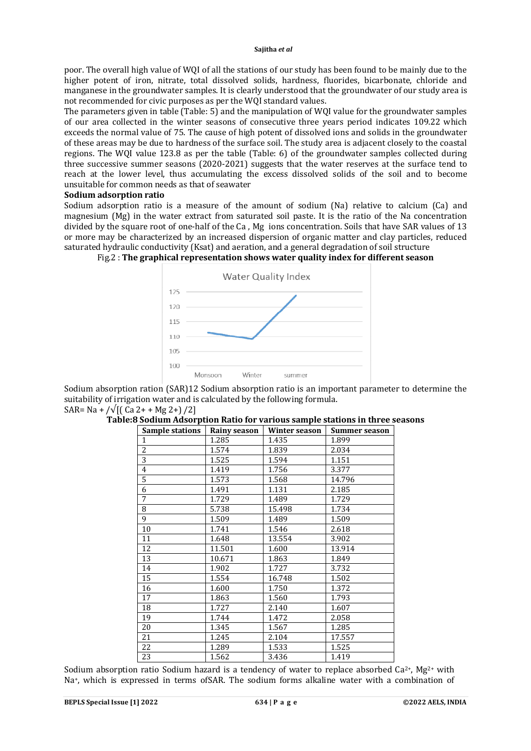poor. The overall high value of WQI of all the stations of our study has been found to be mainly due to the higher potent of iron, nitrate, total dissolved solids, hardness, fluorides, bicarbonate, chloride and manganese in the groundwater samples. It is clearly understood that the groundwater of our study area is not recommended for civic purposes as per the WQI standard values.

The parameters given in table (Table: 5) and the manipulation of WQI value for the groundwater samples of our area collected in the winter seasons of consecutive three years period indicates 109.22 which exceeds the normal value of 75. The cause of high potent of dissolved ions and solids in the groundwater of these areas may be due to hardness of the surface soil. The study area is adjacent closely to the coastal regions. The WQI value 123.8 as per the table (Table: 6) of the groundwater samples collected during three successive summer seasons (2020-2021) suggests that the water reserves at the surface tend to reach at the lower level, thus accumulating the excess dissolved solids of the soil and to become unsuitable for common needs as that of seawater

**Sodium adsorption ratio**

Sodium adsorption ratio is a measure of the amount of sodium (Na) relative to calcium (Ca) and magnesium (Mg) in the water extract from saturated soil paste. It is the ratio of the Na concentration divided by the square root of one-half of the Ca , Mg ions concentration. Soils that have SAR values of 13 or more may be characterized by an increased dispersion of organic matter and clay particles, reduced saturated hydraulic conductivity (Ksat) and aeration, and a general degradation of soil structure

Fig.2 : **The graphical representation shows water quality index for different season**

Sodium absorption ration (SAR)12 Sodium absorption ratio is an important parameter to determine the suitability of irrigation water and is calculated by the following formula.

SAR= Na + /√[( Ca 2+ + Mg 2+) /2]

**Table:8 Sodium Adsorption Ratio for various sample stations in three seasons**

| Sample stations | Rainy season | Winter season | Summer season |
|---|---|---|---|
| 1 | 1.285 | 1.435 | 1.899 |
| 2 | 1.574 | 1.839 | 2.034 |
| 3 | 1.525 | 1.594 | 1.151 |
| 4 | 1.419 | 1.756 | 3.377 |
| 5 | 1.573 | 1.568 | 14.796 |
| 6 | 1.491 | 1.131 | 2.185 |
| 7 | 1.729 | 1.489 | 1.729 |
| 8 | 5.738 | 15.498 | 1.734 |
| 9 | 1.509 | 1.489 | 1.509 |
| 10 | 1.741 | 1.546 | 2.618 |
| 11 | 1.648 | 13.554 | 3.902 |
| 12 | 11.501 | 1.600 | 13.914 |
| 13 | 10.671 | 1.863 | 1.849 |
| 14 | 1.902 | 1.727 | 3.732 |
| 15 | 1.554 | 16.748 | 1.502 |
| 16 | 1.600 | 1.750 | 1.372 |
| 17 | 1.863 | 1.560 | 1.793 |
| 18 | 1.727 | 2.140 | 1.607 |
| 19 | 1.744 | 1.472 | 2.058 |
| 20 | 1.345 | 1.567 | 1.285 |
| 21 | 1.245 | 2.104 | 17.557 |
| 22 | 1.289 | 1.533 | 1.525 |
| 23 | 1.562 | 3.436 | 1.419 |

Sodium absorption ratio Sodium hazard is a tendency of water to replace absorbed $Ca^{2+}$, $Mg^{2+}$ with $Na^{+}$, which is expressed in terms ofSAR. The sodium forms alkaline water with a combination of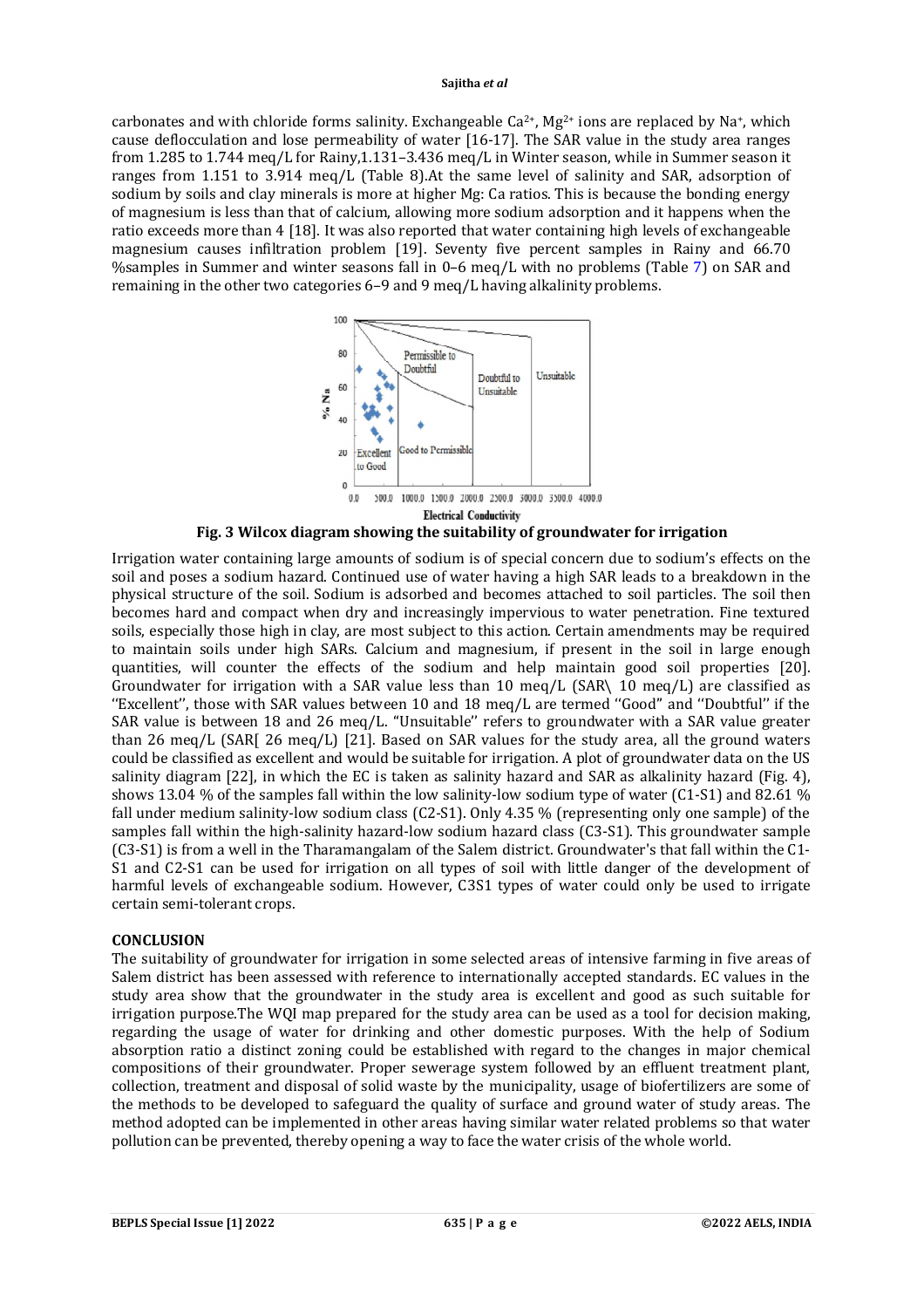carbonates and with chloride forms salinity. Exchangeable $Ca^{2+}$, $Mg^{2+}$ ions are replaced by $Na^{+}$, which cause deflocculation and lose permeability of water [16-17]. The SAR value in the study area ranges from 1.285 to 1.744 meq/L for Rainy,1.131–3.436 meq/L in Winter season, while in Summer season it ranges from 1.151 to 3.914 meq/L (Table 8).At the same level of salinity and SAR, adsorption of sodium by soils and clay minerals is more at higher Mg: Ca ratios. This is because the bonding energy of magnesium is less than that of calcium, allowing more sodium adsorption and it happens when the ratio exceeds more than 4 [18]. It was also reported that water containing high levels of exchangeable magnesium causes infiltration problem [19]. Seventy five percent samples in Rainy and 66.70 %samples in Summer and winter seasons fall in 0–6 meq/L with no problems (Table 7) on SAR and remaining in the other two categories 6–9 and 9 meq/L having alkalinity problems.

**Fig. 3 Wilcox diagram showing the suitability of groundwater for irrigation**

Irrigation water containing large amounts of sodium is of special concern due to sodium's effects on the soil and poses a sodium hazard. Continued use of water having a high SAR leads to a breakdown in the physical structure of the soil. Sodium is adsorbed and becomes attached to soil particles. The soil then becomes hard and compact when dry and increasingly impervious to water penetration. Fine textured soils, especially those high in clay, are most subject to this action. Certain amendments may be required to maintain soils under high SARs. Calcium and magnesium, if present in the soil in large enough quantities, will counter the effects of the sodium and help maintain good soil properties [20]. Groundwater for irrigation with a SAR value less than 10 meq/L (SAR\ 10 meq/L) are classified as ''Excellent'', those with SAR values between 10 and 18 meq/L are termed ''Good'' and ''Doubtful'' if the SAR value is between 18 and 26 meq/L. "Unsuitable" refers to groundwater with a SAR value greater than 26 meq/L (SAR[ 26 meq/L) [21]. Based on SAR values for the study area, all the ground waters could be classified as excellent and would be suitable for irrigation. A plot of groundwater data on the US salinity diagram [22], in which the EC is taken as salinity hazard and SAR as alkalinity hazard (Fig. 4), shows 13.04 % of the samples fall within the low salinity-low sodium type of water (C1-S1) and 82.61 % fall under medium salinity-low sodium class (C2-S1). Only 4.35 % (representing only one sample) of the samples fall within the high-salinity hazard-low sodium hazard class (C3-S1). This groundwater sample (C3-S1) is from a well in the Tharamangalam of the Salem district. Groundwater's that fall within the C1-S1 and C2-S1 can be used for irrigation on all types of soil with little danger of the development of harmful levels of exchangeable sodium. However, C3S1 types of water could only be used to irrigate certain semi-tolerant crops.

## CONCLUSION

The suitability of groundwater for irrigation in some selected areas of intensive farming in five areas of Salem district has been assessed with reference to internationally accepted standards. EC values in the study area show that the groundwater in the study area is excellent and good as such suitable for irrigation purpose.The WQI map prepared for the study area can be used as a tool for decision making, regarding the usage of water for drinking and other domestic purposes. With the help of Sodium absorption ratio a distinct zoning could be established with regard to the changes in major chemical compositions of their groundwater. Proper sewerage system followed by an effluent treatment plant, collection, treatment and disposal of solid waste by the municipality, usage of biofertilizers are some of the methods to be developed to safeguard the quality of surface and ground water of study areas. The method adopted can be implemented in other areas having similar water related problems so that water pollution can be prevented, thereby opening a way to face the water crisis of the whole world.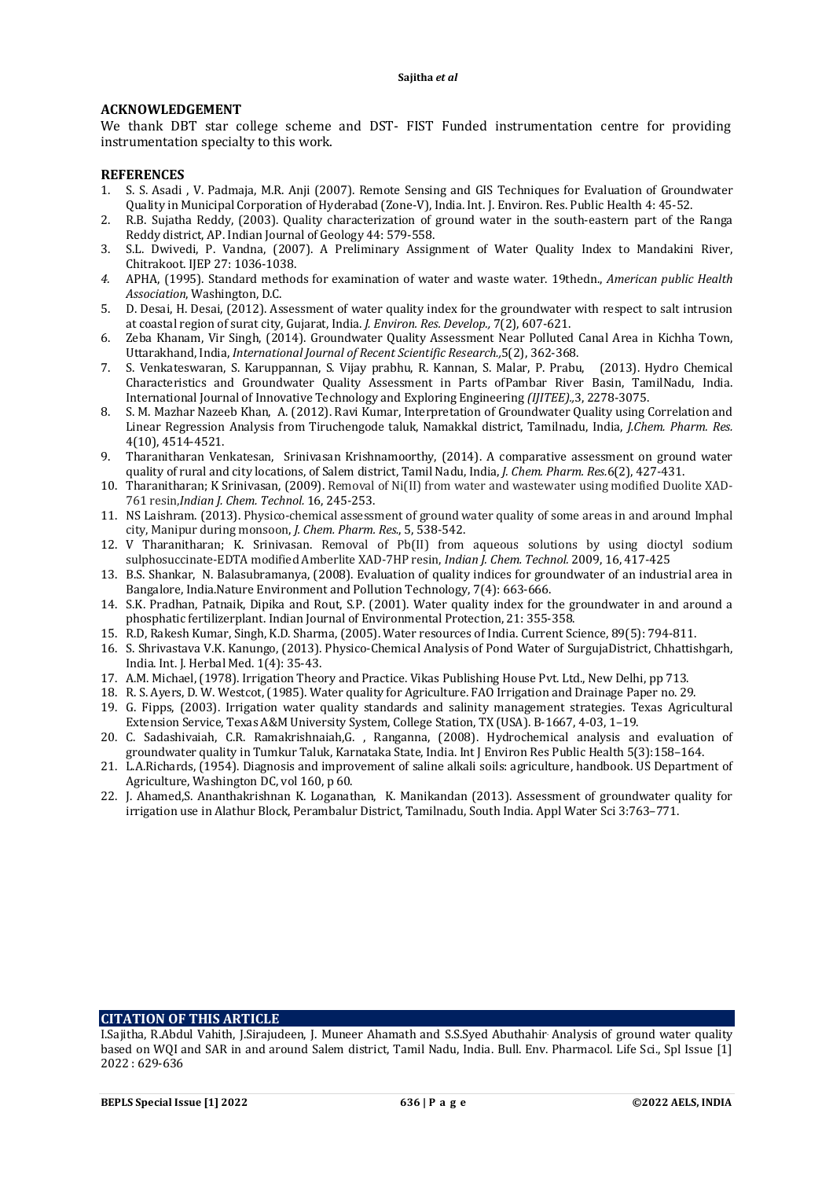## ACKNOWLEDGEMENT

We thank DBT star college scheme and DST- FIST Funded instrumentation centre for providing instrumentation specialty to this work.

## REFERENCES

1. S. S. Asadi , V. Padmaja, M.R. Anji (2007). Remote Sensing and GIS Techniques for Evaluation of Groundwater Quality in Municipal Corporation of Hyderabad (Zone-V), India. Int. J. Environ. Res. Public Health 4: 45-52.
2. R.B. Sujatha Reddy, (2003). Quality characterization of ground water in the south-eastern part of the Ranga Reddy district, AP. Indian Journal of Geology 44: 579-558.
3. S.L. Dwivedi, P. Vandna, (2007). A Preliminary Assignment of Water Quality Index to Mandakini River, Chitrakoot. IJEP 27: 1036-1038.
4. APHA, (1995). Standard methods for examination of water and waste water. 19thedn., *American public Health Association*, Washington, D.C.
5. D. Desai, H. Desai, (2012). Assessment of water quality index for the groundwater with respect to salt intrusion at coastal region of surat city, Gujarat, India. *J. Environ. Res. Develop.,* 7(2), 607-621.
6. Zeba Khanam, Vir Singh, (2014). Groundwater Quality Assessment Near Polluted Canal Area in Kichha Town, Uttarakhand, India, *International Journal of Recent Scientific Research.,*5(2), 362-368.
7. S. Venkateswaran, S. Karuppannan, S. Vijay prabhu, R. Kannan, S. Malar, P. Prabu, (2013). Hydro Chemical Characteristics and Groundwater Quality Assessment in Parts ofPambar River Basin, TamilNadu, India. International Journal of Innovative Technology and Exploring Engineering *(IJITEE).,*3, 2278-3075.
8. S. M. Mazhar Nazeeb Khan, A. (2012). Ravi Kumar, Interpretation of Groundwater Quality using Correlation and Linear Regression Analysis from Tiruchengode taluk, Namakkal district, Tamilnadu, India, *J.Chem. Pharm. Res.* 4(10), 4514-4521.
9. Tharanitharan Venkatesan, Srinivasan Krishnamoorthy, (2014). A comparative assessment on ground water quality of rural and city locations, of Salem district, Tamil Nadu, India, *J. Chem. Pharm. Res.*6(2), 427-431.
10. Tharanitharan; K Srinivasan, (2009). Removal of Ni(II) from water and wastewater using modified Duolite XAD-761 resin,*Indian J. Chem. Technol.* 16, 245-253.
11. NS Laishram. (2013). Physico-chemical assessment of ground water quality of some areas in and around Imphal city, Manipur during monsoon, *J. Chem. Pharm. Res.*, 5, 538-542.
12. V Tharanitharan; K. Srinivasan. Removal of Pb(II) from aqueous solutions by using dioctyl sodium sulphosuccinate-EDTA modified Amberlite XAD-7HP resin, *Indian J. Chem. Technol.* 2009, 16, 417-425
13. B.S. Shankar, N. Balasubramanya, (2008). Evaluation of quality indices for groundwater of an industrial area in Bangalore, India.Nature Environment and Pollution Technology, 7(4): 663-666.
14. S.K. Pradhan, Patnaik, Dipika and Rout, S.P. (2001). Water quality index for the groundwater in and around a phosphatic fertilizerplant. Indian Journal of Environmental Protection, 21: 355-358.
15. R.D, Rakesh Kumar, Singh, K.D. Sharma, (2005). Water resources of India. Current Science, 89(5): 794-811.
16. S. Shrivastava V.K. Kanungo, (2013). Physico-Chemical Analysis of Pond Water of SurgujaDistrict, Chhattishgarh, India. Int. J. Herbal Med. 1(4): 35-43.
17. A.M. Michael, (1978). Irrigation Theory and Practice. Vikas Publishing House Pvt. Ltd., New Delhi, pp 713.
18. R. S. Ayers, D. W. Westcot, (1985). Water quality for Agriculture. FAO Irrigation and Drainage Paper no. 29.
19. G. Fipps, (2003). Irrigation water quality standards and salinity management strategies. Texas Agricultural Extension Service, Texas A&M University System, College Station, TX (USA). B-1667, 4-03, 1–19.
20. C. Sadashivaiah, C.R. Ramakrishnaiah,G. , Ranganna, (2008). Hydrochemical analysis and evaluation of groundwater quality in Tumkur Taluk, Karnataka State, India. Int J Environ Res Public Health 5(3):158–164.
21. L.A.Richards, (1954). Diagnosis and improvement of saline alkali soils: agriculture, handbook. US Department of Agriculture, Washington DC, vol 160, p 60.
22. J. Ahamed,S. Ananthakrishnan K. Loganathan, K. Manikandan (2013). Assessment of groundwater quality for irrigation use in Alathur Block, Perambalur District, Tamilnadu, South India. Appl Water Sci 3:763–771.

**CITATION OF THIS ARTICLE**

I.Sajitha, R.Abdul Vahith, J.Sirajudeen, J. Muneer Ahamath and S.S.Syed Abuthahir. Analysis of ground water quality based on WQI and SAR in and around Salem district, Tamil Nadu, India. Bull. Env. Pharmacol. Life Sci., Spl Issue [1] 2022 : 629-636